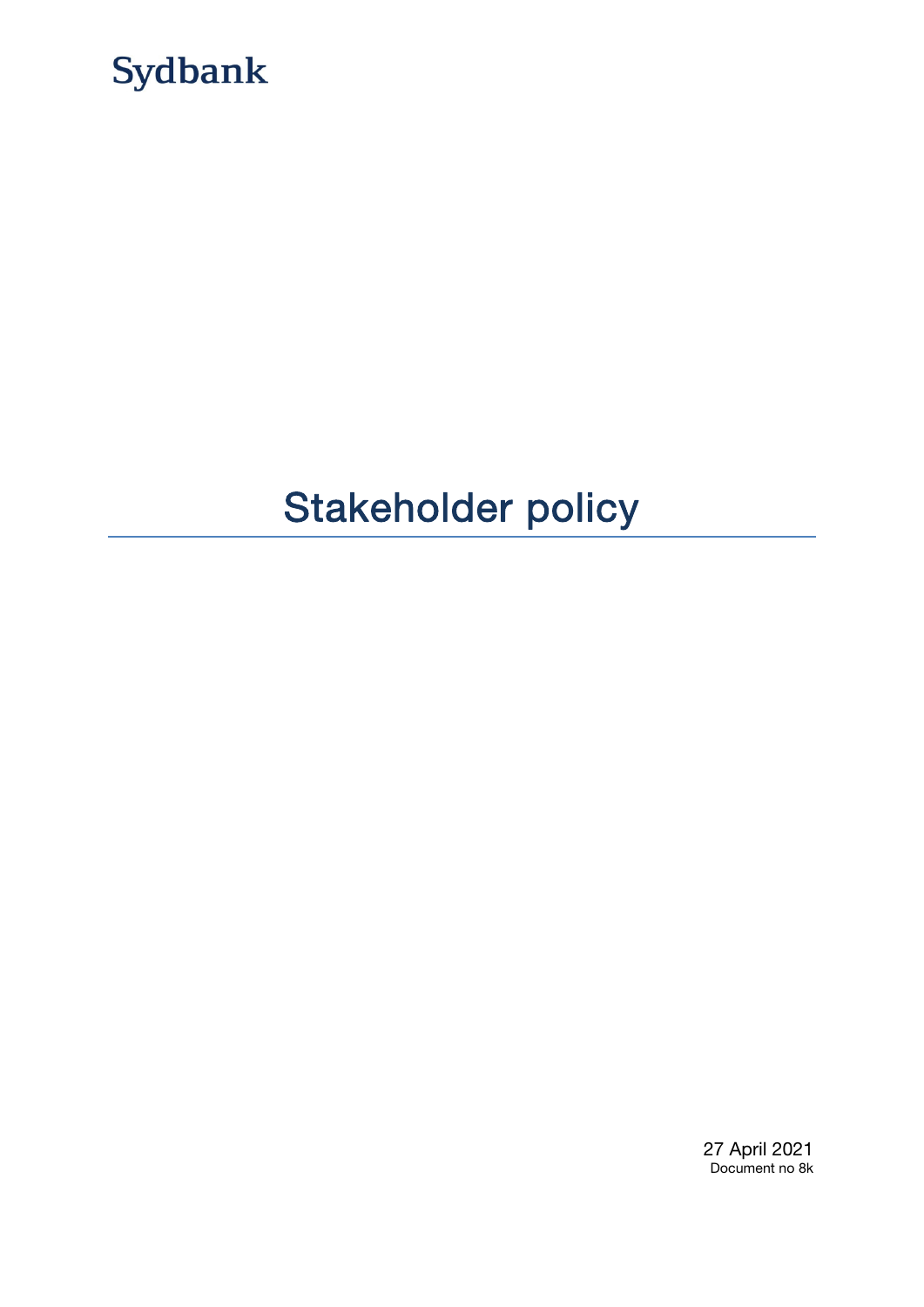Sydbank

# Stakeholder policy

27 April 2021
Document no 8k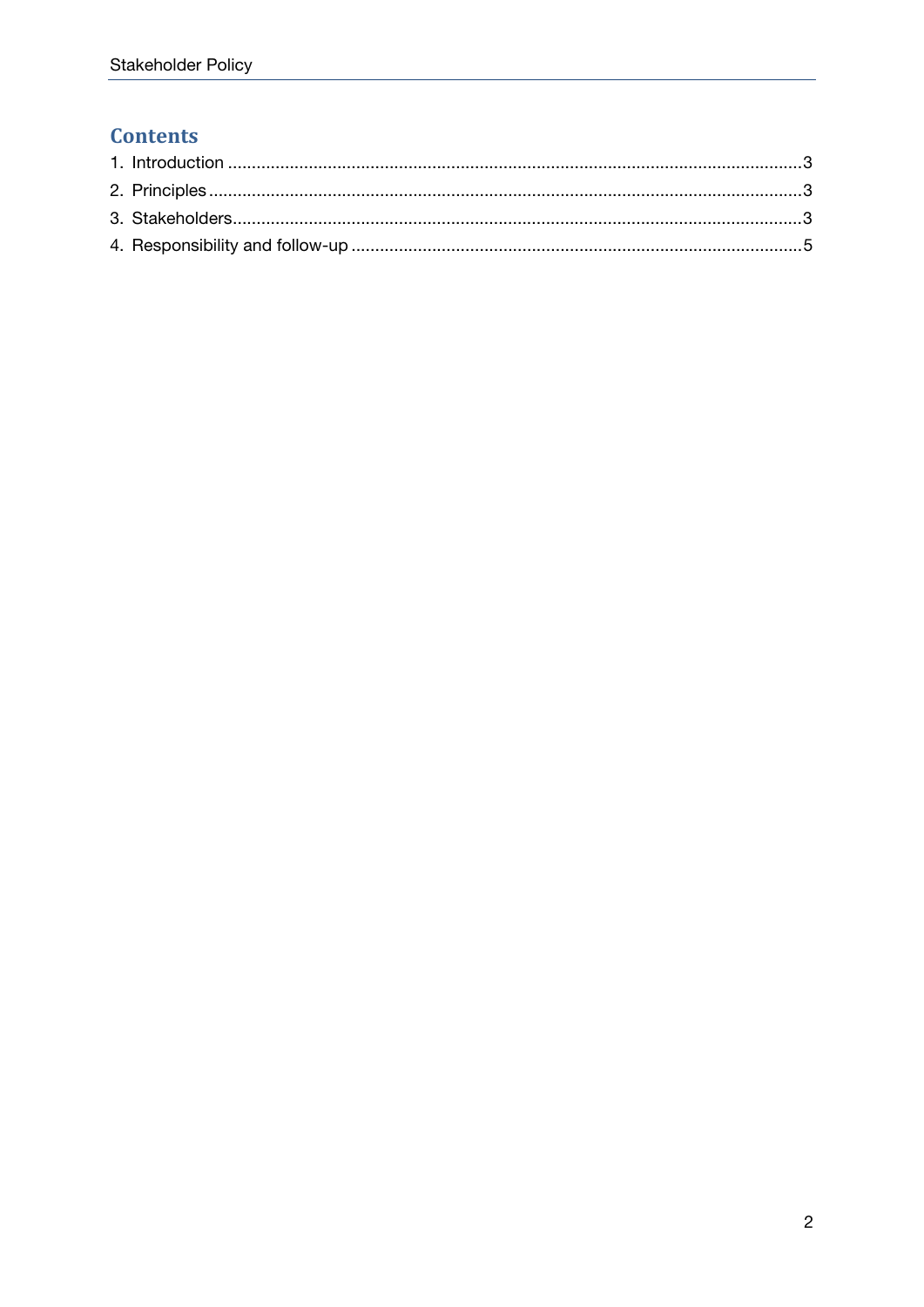## Contents

1. Introduction ........................................................................................................................3
2. Principles ............................................................................................................................3
3. Stakeholders........................................................................................................................3
4. Responsibility and follow-up ..............................................................................................5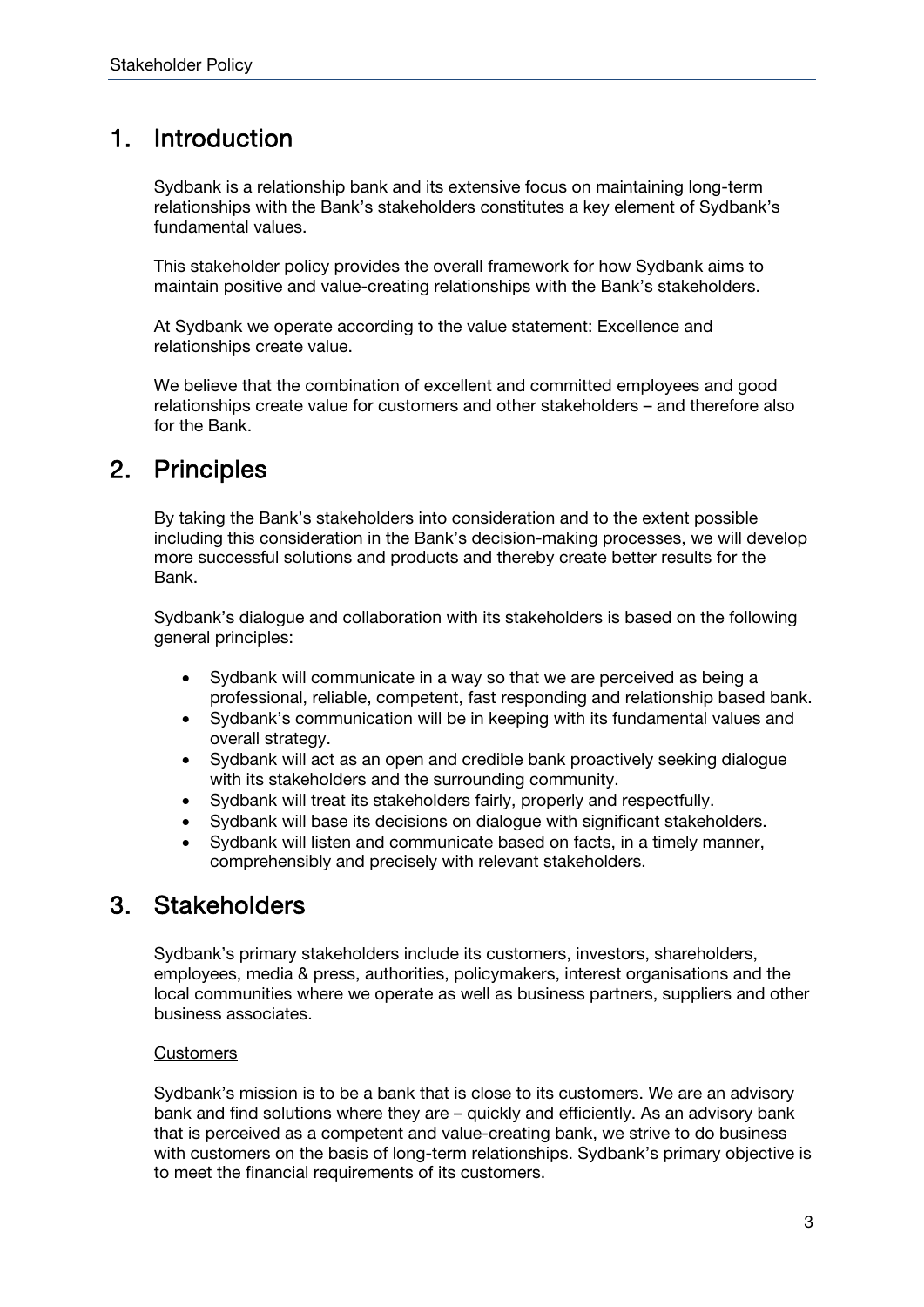# 1. Introduction

Sydbank is a relationship bank and its extensive focus on maintaining long-term relationships with the Bank's stakeholders constitutes a key element of Sydbank's fundamental values.

This stakeholder policy provides the overall framework for how Sydbank aims to maintain positive and value-creating relationships with the Bank's stakeholders.

At Sydbank we operate according to the value statement: Excellence and relationships create value.

We believe that the combination of excellent and committed employees and good relationships create value for customers and other stakeholders – and therefore also for the Bank.

# 2. Principles

By taking the Bank's stakeholders into consideration and to the extent possible including this consideration in the Bank's decision-making processes, we will develop more successful solutions and products and thereby create better results for the Bank.

Sydbank's dialogue and collaboration with its stakeholders is based on the following general principles:

- Sydbank will communicate in a way so that we are perceived as being a professional, reliable, competent, fast responding and relationship based bank.
- Sydbank's communication will be in keeping with its fundamental values and overall strategy.
- Sydbank will act as an open and credible bank proactively seeking dialogue with its stakeholders and the surrounding community.
- Sydbank will treat its stakeholders fairly, properly and respectfully.
- Sydbank will base its decisions on dialogue with significant stakeholders.
- Sydbank will listen and communicate based on facts, in a timely manner, comprehensibly and precisely with relevant stakeholders.

# 3. Stakeholders

Sydbank's primary stakeholders include its customers, investors, shareholders, employees, media & press, authorities, policymakers, interest organisations and the local communities where we operate as well as business partners, suppliers and other business associates.

Customers

Sydbank's mission is to be a bank that is close to its customers. We are an advisory bank and find solutions where they are – quickly and efficiently. As an advisory bank that is perceived as a competent and value-creating bank, we strive to do business with customers on the basis of long-term relationships. Sydbank's primary objective is to meet the financial requirements of its customers.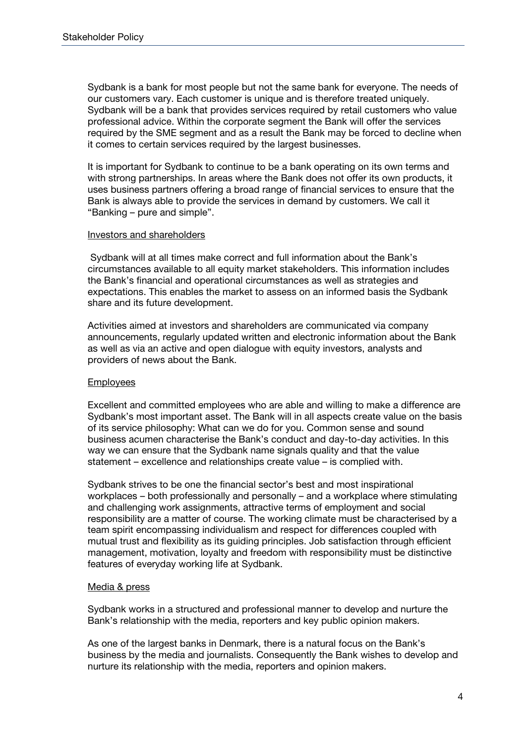Sydbank is a bank for most people but not the same bank for everyone. The needs of our customers vary. Each customer is unique and is therefore treated uniquely. Sydbank will be a bank that provides services required by retail customers who value professional advice. Within the corporate segment the Bank will offer the services required by the SME segment and as a result the Bank may be forced to decline when it comes to certain services required by the largest businesses.

It is important for Sydbank to continue to be a bank operating on its own terms and with strong partnerships. In areas where the Bank does not offer its own products, it uses business partners offering a broad range of financial services to ensure that the Bank is always able to provide the services in demand by customers. We call it "Banking – pure and simple".

## Investors and shareholders

Sydbank will at all times make correct and full information about the Bank's circumstances available to all equity market stakeholders. This information includes the Bank's financial and operational circumstances as well as strategies and expectations. This enables the market to assess on an informed basis the Sydbank share and its future development.

Activities aimed at investors and shareholders are communicated via company announcements, regularly updated written and electronic information about the Bank as well as via an active and open dialogue with equity investors, analysts and providers of news about the Bank.

## Employees

Excellent and committed employees who are able and willing to make a difference are Sydbank's most important asset. The Bank will in all aspects create value on the basis of its service philosophy: What can we do for you. Common sense and sound business acumen characterise the Bank's conduct and day-to-day activities. In this way we can ensure that the Sydbank name signals quality and that the value statement – excellence and relationships create value – is complied with.

Sydbank strives to be one the financial sector's best and most inspirational workplaces – both professionally and personally – and a workplace where stimulating and challenging work assignments, attractive terms of employment and social responsibility are a matter of course. The working climate must be characterised by a team spirit encompassing individualism and respect for differences coupled with mutual trust and flexibility as its guiding principles. Job satisfaction through efficient management, motivation, loyalty and freedom with responsibility must be distinctive features of everyday working life at Sydbank.

## Media & press

Sydbank works in a structured and professional manner to develop and nurture the Bank's relationship with the media, reporters and key public opinion makers.

As one of the largest banks in Denmark, there is a natural focus on the Bank's business by the media and journalists. Consequently the Bank wishes to develop and nurture its relationship with the media, reporters and opinion makers.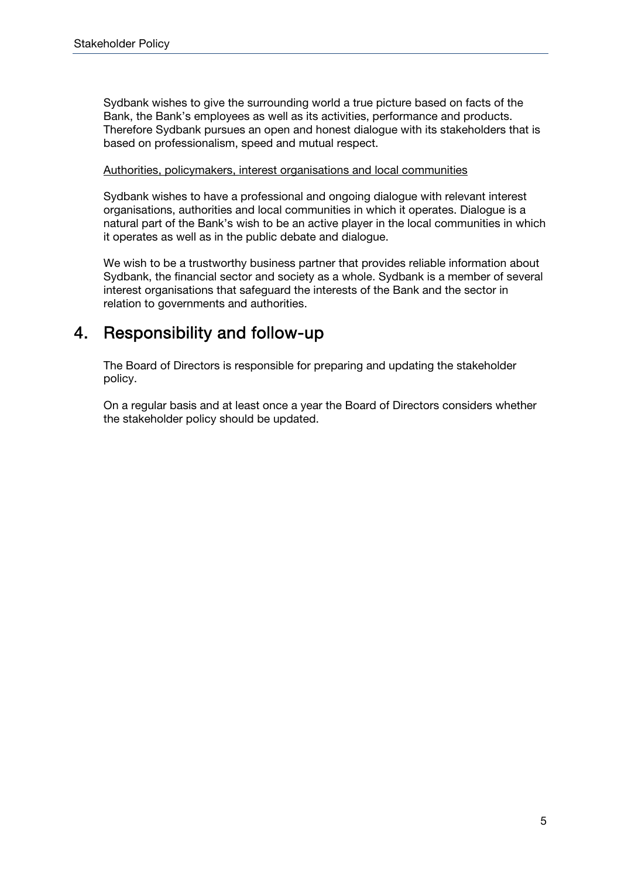Sydbank wishes to give the surrounding world a true picture based on facts of the Bank, the Bank's employees as well as its activities, performance and products. Therefore Sydbank pursues an open and honest dialogue with its stakeholders that is based on professionalism, speed and mutual respect.

<u>Authorities, policymakers, interest organisations and local communities</u>

Sydbank wishes to have a professional and ongoing dialogue with relevant interest organisations, authorities and local communities in which it operates. Dialogue is a natural part of the Bank's wish to be an active player in the local communities in which it operates as well as in the public debate and dialogue.

We wish to be a trustworthy business partner that provides reliable information about Sydbank, the financial sector and society as a whole. Sydbank is a member of several interest organisations that safeguard the interests of the Bank and the sector in relation to governments and authorities.

## 4. Responsibility and follow-up

The Board of Directors is responsible for preparing and updating the stakeholder policy.

On a regular basis and at least once a year the Board of Directors considers whether the stakeholder policy should be updated.